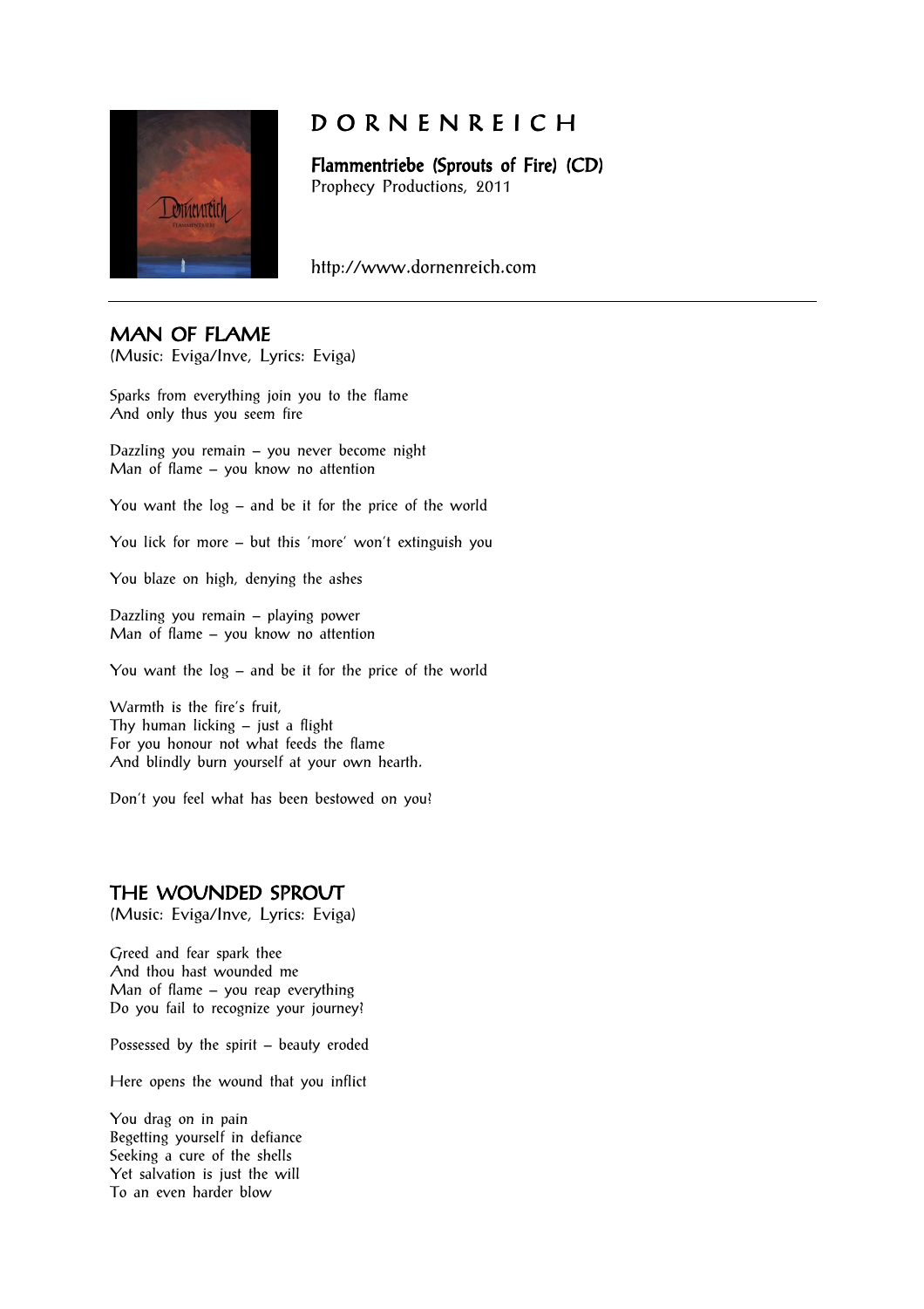# D O R N E N R E I C H

**Flammentriebe (Sprouts of Fire) (CD)**
Prophecy Productions, 2011

http://www.dornenreich.com

---

## MAN OF FLAME

(Music: Eviga/Inve, Lyrics: Eviga)

Sparks from everything join you to the flame
And only thus you seem fire

Dazzling you remain – you never become night
Man of flame – you know no attention

You want the log – and be it for the price of the world

You lick for more – but this 'more' won't extinguish you

You blaze on high, denying the ashes

Dazzling you remain – playing power
Man of flame – you know no attention

You want the log – and be it for the price of the world

Warmth is the fire's fruit,
Thy human licking – just a flight
For you honour not what feeds the flame
And blindly burn yourself at your own hearth.

Don't you feel what has been bestowed on you?

## THE WOUNDED SPROUT

(Music: Eviga/Inve, Lyrics: Eviga)

Greed and fear spark thee
And thou hast wounded me
Man of flame – you reap everything
Do you fail to recognize your journey?

Possessed by the spirit – beauty eroded

Here opens the wound that you inflict

You drag on in pain
Begetting yourself in defiance
Seeking a cure of the shells
Yet salvation is just the will
To an even harder blow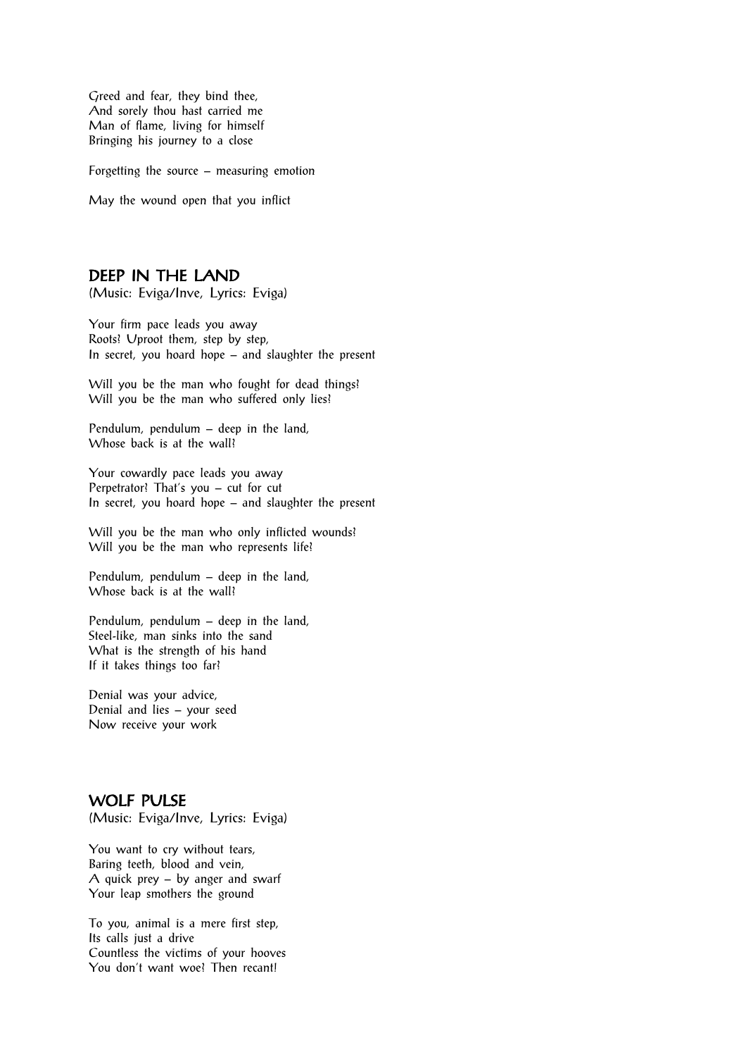Greed and fear, they bind thee,
And sorely thou hast carried me
Man of flame, living for himself
Bringing his journey to a close

Forgetting the source – measuring emotion

May the wound open that you inflict

## DEEP IN THE LAND

(Music: Eviga/Inve, Lyrics: Eviga)

Your firm pace leads you away
Roots? Uproot them, step by step,
In secret, you hoard hope – and slaughter the present

Will you be the man who fought for dead things?
Will you be the man who suffered only lies?

Pendulum, pendulum – deep in the land,
Whose back is at the wall?

Your cowardly pace leads you away
Perpetrator? That's you – cut for cut
In secret, you hoard hope – and slaughter the present

Will you be the man who only inflicted wounds?
Will you be the man who represents life?

Pendulum, pendulum – deep in the land,
Whose back is at the wall?

Pendulum, pendulum – deep in the land,
Steel-like, man sinks into the sand
What is the strength of his hand
If it takes things too far?

Denial was your advice,
Denial and lies – your seed
Now receive your work

## WOLF PULSE

(Music: Eviga/Inve, Lyrics: Eviga)

You want to cry without tears,
Baring teeth, blood and vein,
A quick prey – by anger and swarf
Your leap smothers the ground

To you, animal is a mere first step,
Its calls just a drive
Countless the victims of your hooves
You don't want woe? Then recant!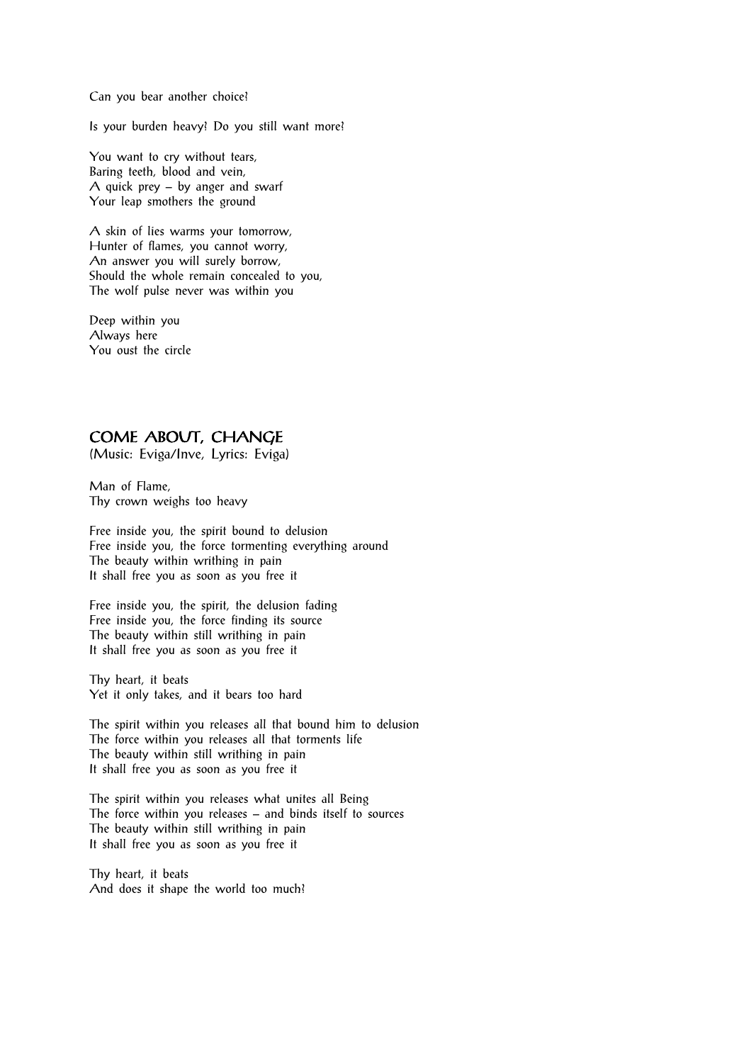Can you bear another choice?

Is your burden heavy? Do you still want more?

You want to cry without tears,  
Baring teeth, blood and vein,  
A quick prey – by anger and swarf  
Your leap smothers the ground

A skin of lies warms your tomorrow,  
Hunter of flames, you cannot worry,  
An answer you will surely borrow,  
Should the whole remain concealed to you,  
The wolf pulse never was within you

Deep within you  
Always here  
You oust the circle

## COME ABOUT, CHANGE

(Music: Eviga/Inve, Lyrics: Eviga)

Man of Flame,  
Thy crown weighs too heavy

Free inside you, the spirit bound to delusion  
Free inside you, the force tormenting everything around  
The beauty within writhing in pain  
It shall free you as soon as you free it

Free inside you, the spirit, the delusion fading  
Free inside you, the force finding its source  
The beauty within still writhing in pain  
It shall free you as soon as you free it

Thy heart, it beats  
Yet it only takes, and it bears too hard

The spirit within you releases all that bound him to delusion  
The force within you releases all that torments life  
The beauty within still writhing in pain  
It shall free you as soon as you free it

The spirit within you releases what unites all Being  
The force within you releases – and binds itself to sources  
The beauty within still writhing in pain  
It shall free you as soon as you free it

Thy heart, it beats  
And does it shape the world too much?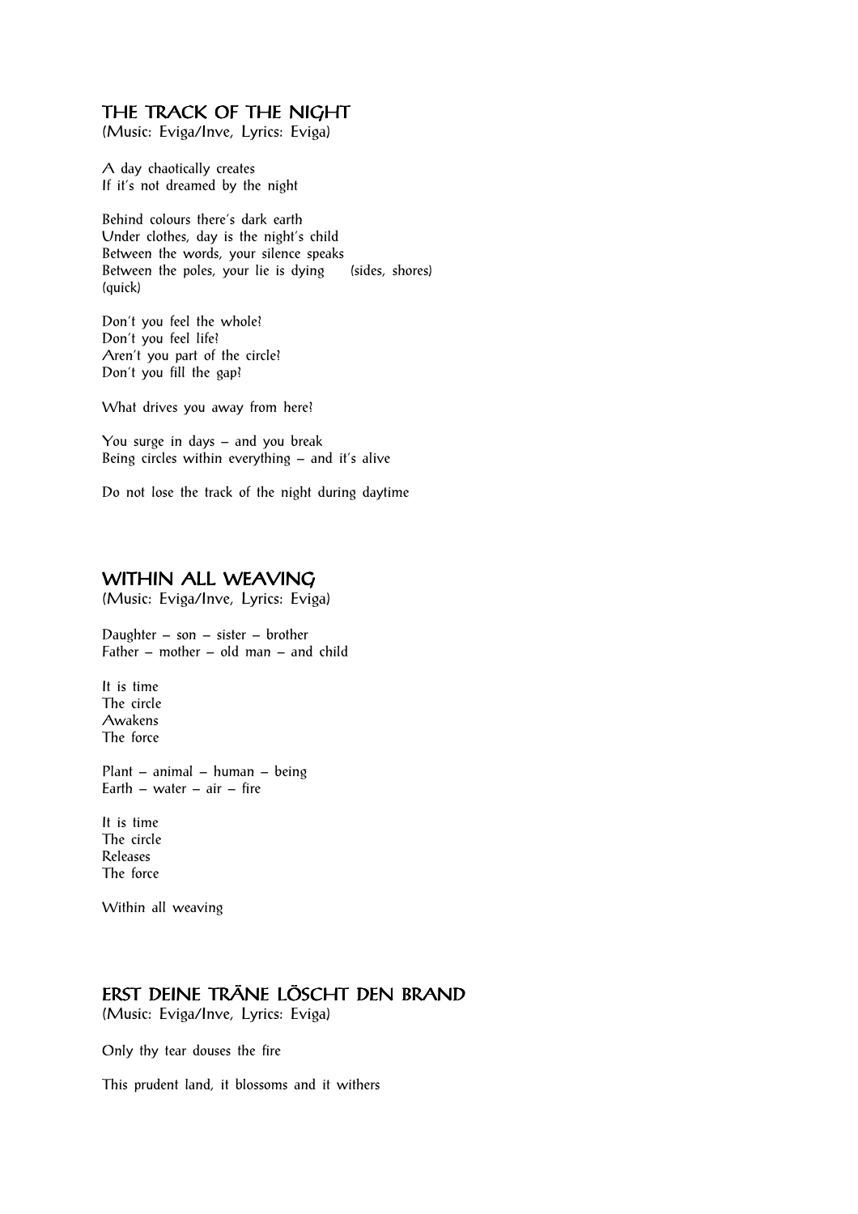## THE TRACK OF THE NIGHT

(Music: Eviga/Inve, Lyrics: Eviga)

A day chaotically creates
If it's not dreamed by the night

Behind colours there's dark earth
Under clothes, day is the night's child
Between the words, your silence speaks
Between the poles, your lie is dying (sides, shores)
(quick)

Don't you feel the whole?
Don't you feel life?
Aren't you part of the circle?
Don't you fill the gap?

What drives you away from here?

You surge in days – and you break
Being circles within everything – and it's alive

Do not lose the track of the night during daytime

## WITHIN ALL WEAVING

(Music: Eviga/Inve, Lyrics: Eviga)

Daughter – son – sister – brother
Father – mother – old man – and child

It is time
The circle
Awakens
The force

Plant – animal – human – being
Earth – water – air – fire

It is time
The circle
Releases
The force

Within all weaving

## ERST DEINE TRÄNE LÖSCHT DEN BRAND

(Music: Eviga/Inve, Lyrics: Eviga)

Only thy tear douses the fire

This prudent land, it blossoms and it withers